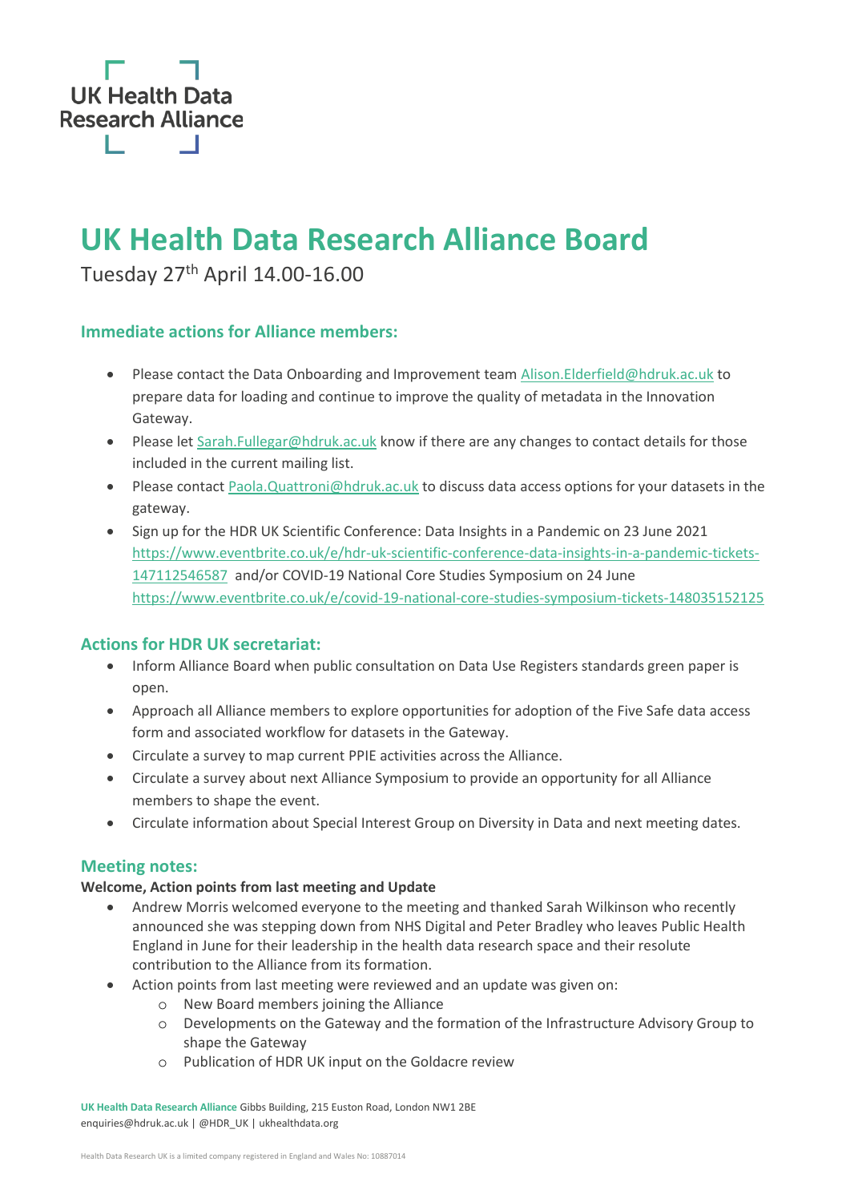UK Health Data Research Alliance

# UK Health Data Research Alliance Board

Tuesday 27th April 14.00-16.00

## Immediate actions for Alliance members:

- Please contact the Data Onboarding and Improvement team Alison.Elderfield@hdruk.ac.uk to prepare data for loading and continue to improve the quality of metadata in the Innovation Gateway.
- Please let Sarah.Fullegar@hdruk.ac.uk know if there are any changes to contact details for those included in the current mailing list.
- Please contact Paola.Quattroni@hdruk.ac.uk to discuss data access options for your datasets in the gateway.
- Sign up for the HDR UK Scientific Conference: Data Insights in a Pandemic on 23 June 2021 https://www.eventbrite.co.uk/e/hdr-uk-scientific-conference-data-insights-in-a-pandemic-tickets-147112546587 and/or COVID-19 National Core Studies Symposium on 24 June https://www.eventbrite.co.uk/e/covid-19-national-core-studies-symposium-tickets-148035152125

## Actions for HDR UK secretariat:

- Inform Alliance Board when public consultation on Data Use Registers standards green paper is open.
- Approach all Alliance members to explore opportunities for adoption of the Five Safe data access form and associated workflow for datasets in the Gateway.
- Circulate a survey to map current PPIE activities across the Alliance.
- Circulate a survey about next Alliance Symposium to provide an opportunity for all Alliance members to shape the event.
- Circulate information about Special Interest Group on Diversity in Data and next meeting dates.

## Meeting notes:

**Welcome, Action points from last meeting and Update**

- Andrew Morris welcomed everyone to the meeting and thanked Sarah Wilkinson who recently announced she was stepping down from NHS Digital and Peter Bradley who leaves Public Health England in June for their leadership in the health data research space and their resolute contribution to the Alliance from its formation.
- Action points from last meeting were reviewed and an update was given on:
    - New Board members joining the Alliance
    - Developments on the Gateway and the formation of the Infrastructure Advisory Group to shape the Gateway
    - Publication of HDR UK input on the Goldacre review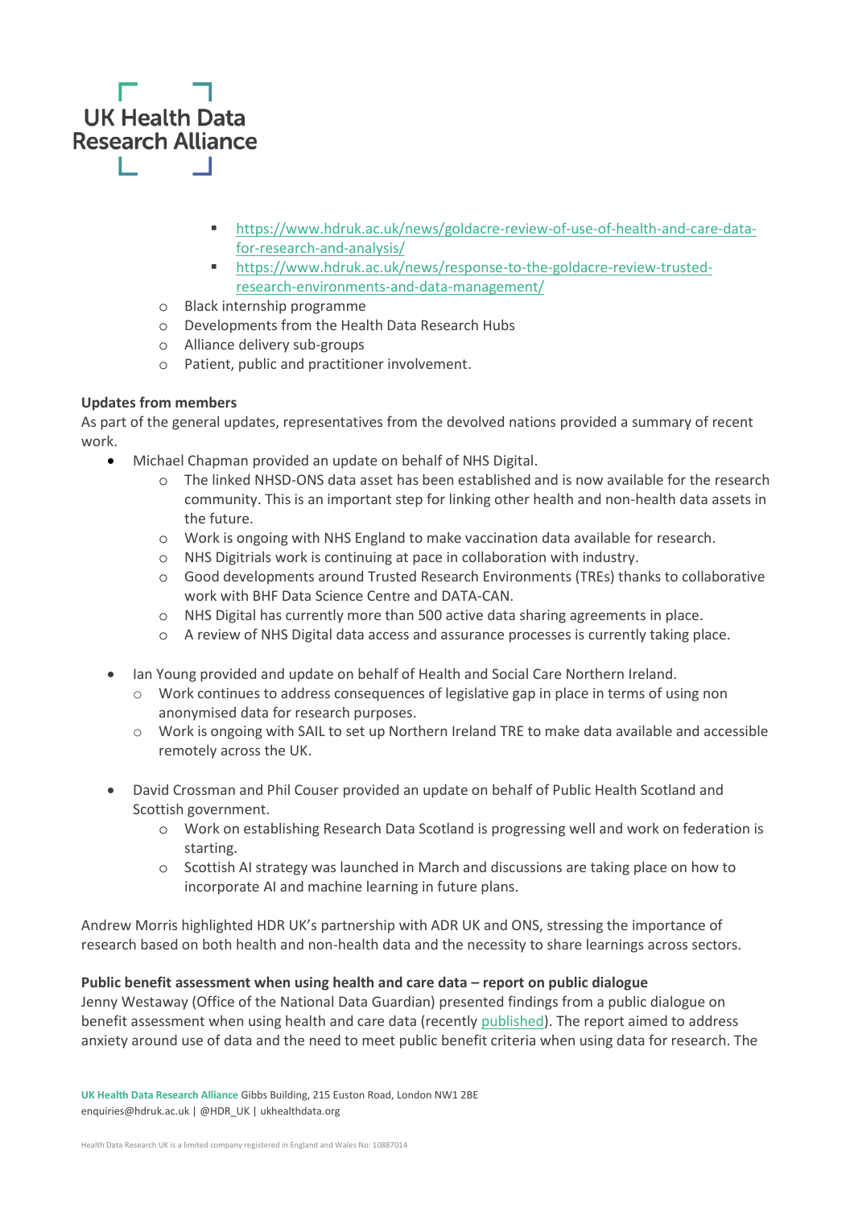- https://www.hdruk.ac.uk/news/goldacre-review-of-use-of-health-and-care-data-for-research-and-analysis/
    - https://www.hdruk.ac.uk/news/response-to-the-goldacre-review-trusted-research-environments-and-data-management/
  - Black internship programme
  - Developments from the Health Data Research Hubs
  - Alliance delivery sub-groups
  - Patient, public and practitioner involvement.

**Updates from members**

As part of the general updates, representatives from the devolved nations provided a summary of recent work.

- Michael Chapman provided an update on behalf of NHS Digital.
  - The linked NHSD-ONS data asset has been established and is now available for the research community. This is an important step for linking other health and non-health data assets in the future.
  - Work is ongoing with NHS England to make vaccination data available for research.
  - NHS Digitrials work is continuing at pace in collaboration with industry.
  - Good developments around Trusted Research Environments (TREs) thanks to collaborative work with BHF Data Science Centre and DATA-CAN.
  - NHS Digital has currently more than 500 active data sharing agreements in place.
  - A review of NHS Digital data access and assurance processes is currently taking place.

- Ian Young provided and update on behalf of Health and Social Care Northern Ireland.
  - Work continues to address consequences of legislative gap in place in terms of using non anonymised data for research purposes.
  - Work is ongoing with SAIL to set up Northern Ireland TRE to make data available and accessible remotely across the UK.

- David Crossman and Phil Couser provided an update on behalf of Public Health Scotland and Scottish government.
  - Work on establishing Research Data Scotland is progressing well and work on federation is starting.
  - Scottish AI strategy was launched in March and discussions are taking place on how to incorporate AI and machine learning in future plans.

Andrew Morris highlighted HDR UK's partnership with ADR UK and ONS, stressing the importance of research based on both health and non-health data and the necessity to share learnings across sectors.

**Public benefit assessment when using health and care data – report on public dialogue**

Jenny Westaway (Office of the National Data Guardian) presented findings from a public dialogue on benefit assessment when using health and care data (recently published). The report aimed to address anxiety around use of data and the need to meet public benefit criteria when using data for research. The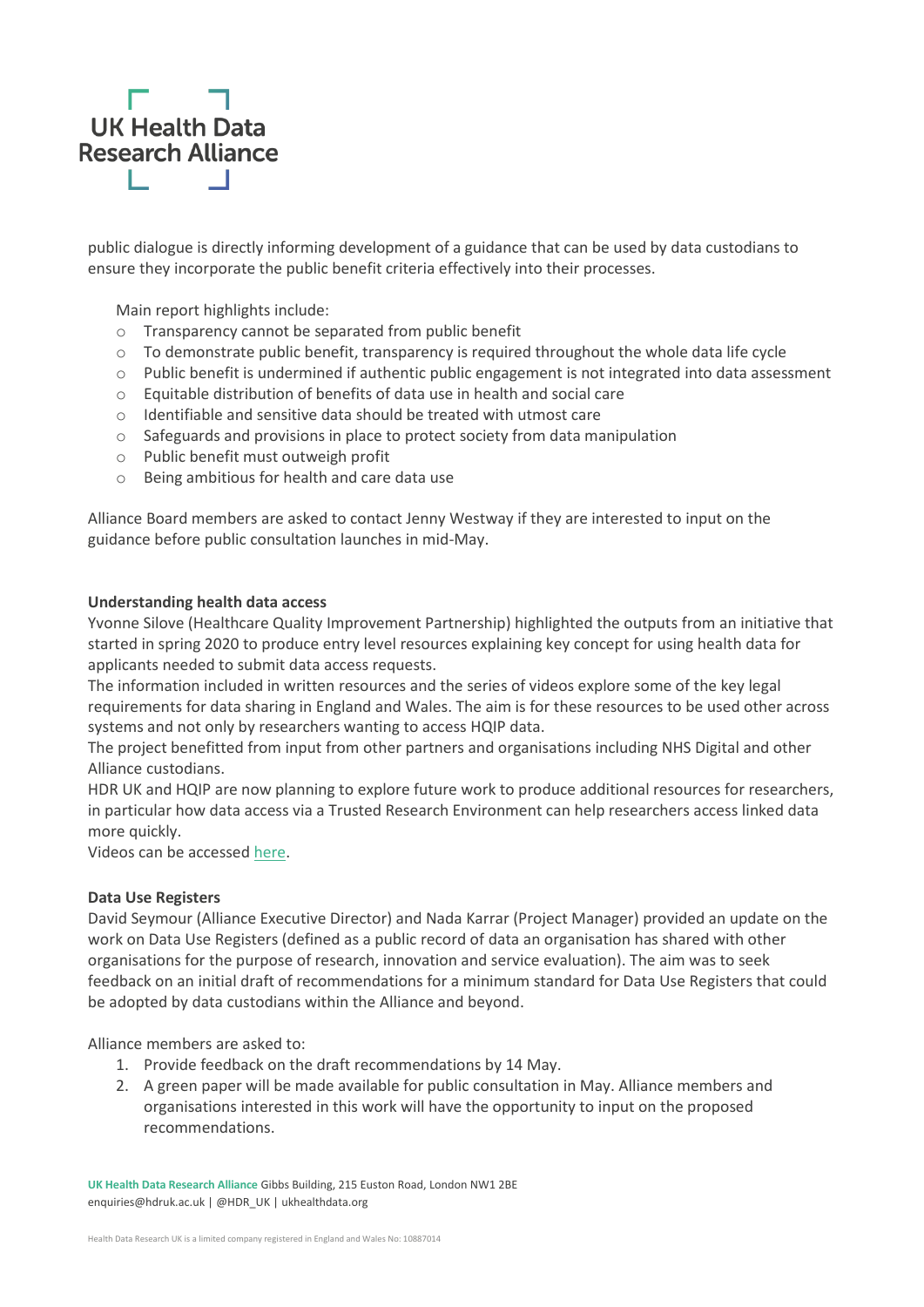public dialogue is directly informing development of a guidance that can be used by data custodians to ensure they incorporate the public benefit criteria effectively into their processes.

Main report highlights include:

- Transparency cannot be separated from public benefit
- To demonstrate public benefit, transparency is required throughout the whole data life cycle
- Public benefit is undermined if authentic public engagement is not integrated into data assessment
- Equitable distribution of benefits of data use in health and social care
- Identifiable and sensitive data should be treated with utmost care
- Safeguards and provisions in place to protect society from data manipulation
- Public benefit must outweigh profit
- Being ambitious for health and care data use

Alliance Board members are asked to contact Jenny Westway if they are interested to input on the guidance before public consultation launches in mid-May.

**Understanding health data access**

Yvonne Silove (Healthcare Quality Improvement Partnership) highlighted the outputs from an initiative that started in spring 2020 to produce entry level resources explaining key concept for using health data for applicants needed to submit data access requests.

The information included in written resources and the series of videos explore some of the key legal requirements for data sharing in England and Wales. The aim is for these resources to be used other across systems and not only by researchers wanting to access HQIP data.

The project benefitted from input from other partners and organisations including NHS Digital and other Alliance custodians.

HDR UK and HQIP are now planning to explore future work to produce additional resources for researchers, in particular how data access via a Trusted Research Environment can help researchers access linked data more quickly.

Videos can be accessed here.

**Data Use Registers**

David Seymour (Alliance Executive Director) and Nada Karrar (Project Manager) provided an update on the work on Data Use Registers (defined as a public record of data an organisation has shared with other organisations for the purpose of research, innovation and service evaluation). The aim was to seek feedback on an initial draft of recommendations for a minimum standard for Data Use Registers that could be adopted by data custodians within the Alliance and beyond.

Alliance members are asked to:

1. Provide feedback on the draft recommendations by 14 May.
2. A green paper will be made available for public consultation in May. Alliance members and organisations interested in this work will have the opportunity to input on the proposed recommendations.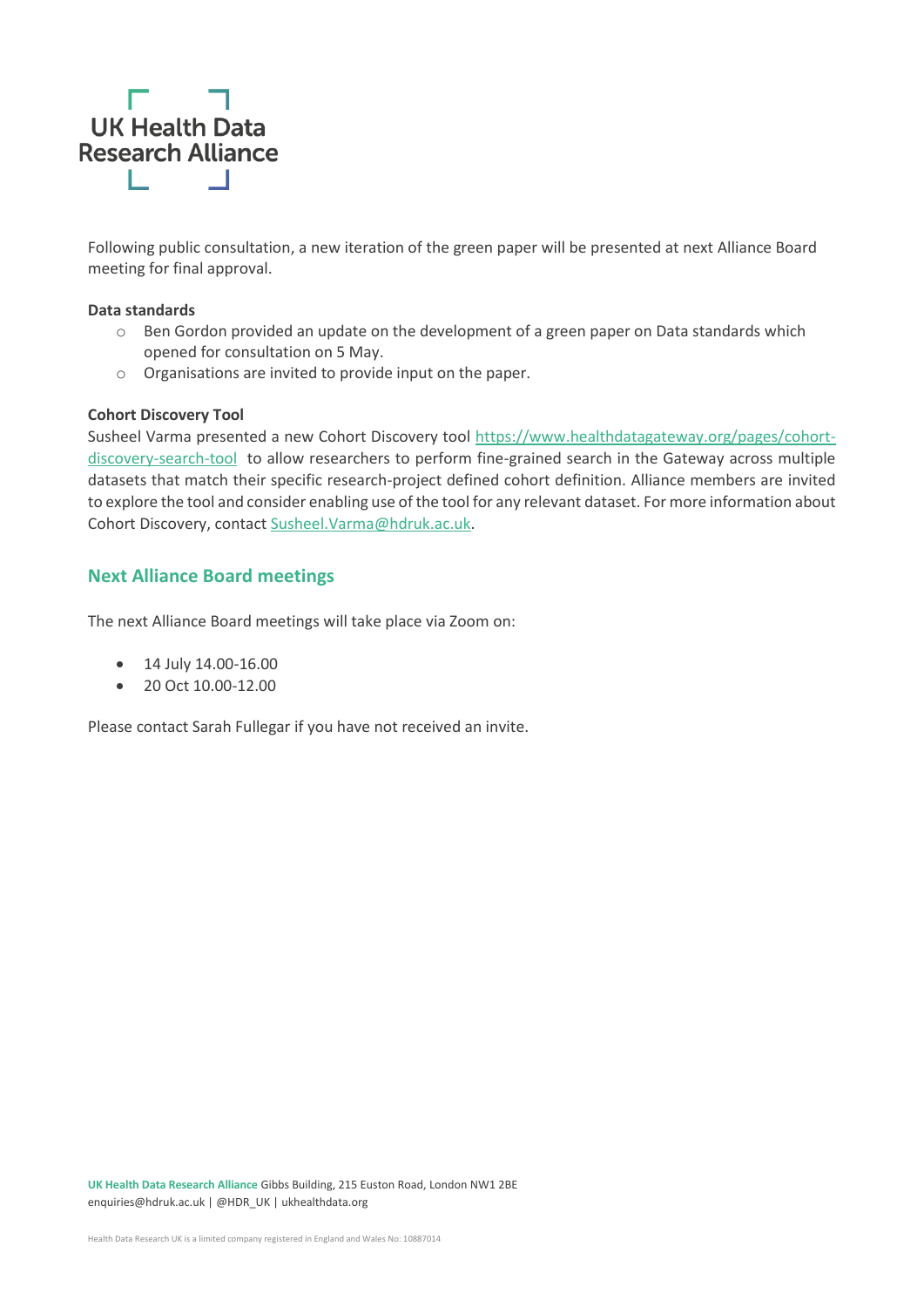Following public consultation, a new iteration of the green paper will be presented at next Alliance Board meeting for final approval.

**Data standards**

- Ben Gordon provided an update on the development of a green paper on Data standards which opened for consultation on 5 May.
- Organisations are invited to provide input on the paper.

**Cohort Discovery Tool**

Susheel Varma presented a new Cohort Discovery tool [https://www.healthdatagateway.org/pages/cohort-discovery-search-tool](https://www.healthdatagateway.org/pages/cohort-discovery-search-tool) to allow researchers to perform fine-grained search in the Gateway across multiple datasets that match their specific research-project defined cohort definition. Alliance members are invited to explore the tool and consider enabling use of the tool for any relevant dataset. For more information about Cohort Discovery, contact [Susheel.Varma@hdruk.ac.uk](mailto:Susheel.Varma@hdruk.ac.uk).

## Next Alliance Board meetings

The next Alliance Board meetings will take place via Zoom on:

- 14 July 14.00-16.00
- 20 Oct 10.00-12.00

Please contact Sarah Fullegar if you have not received an invite.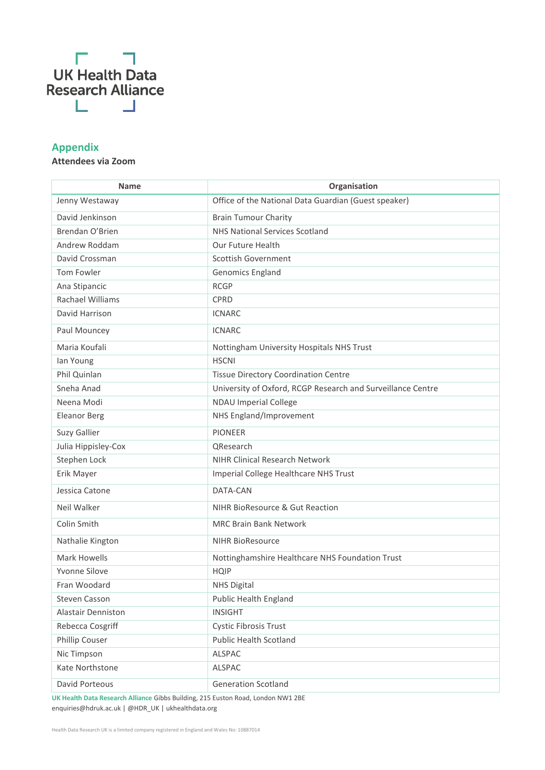UK Health Data Research Alliance

## Appendix

**Attendees via Zoom**

| Name | Organisation |
|---|---|
| Jenny Westaway | Office of the National Data Guardian (Guest speaker) |
| David Jenkinson | Brain Tumour Charity |
| Brendan O'Brien | NHS National Services Scotland |
| Andrew Roddam | Our Future Health |
| David Crossman | Scottish Government |
| Tom Fowler | Genomics England |
| Ana Stipancic | RCGP |
| Rachael Williams | CPRD |
| David Harrison | ICNARC |
| Paul Mouncey | ICNARC |
| Maria Koufali | Nottingham University Hospitals NHS Trust |
| Ian Young | HSCNI |
| Phil Quinlan | Tissue Directory Coordination Centre |
| Sneha Anad | University of Oxford, RCGP Research and Surveillance Centre |
| Neena Modi | NDAU Imperial College |
| Eleanor Berg | NHS England/Improvement |
| Suzy Gallier | PIONEER |
| Julia Hippisley-Cox | QResearch |
| Stephen Lock | NIHR Clinical Research Network |
| Erik Mayer | Imperial College Healthcare NHS Trust |
| Jessica Catone | DATA-CAN |
| Neil Walker | NIHR BioResource & Gut Reaction |
| Colin Smith | MRC Brain Bank Network |
| Nathalie Kington | NIHR BioResource |
| Mark Howells | Nottinghamshire Healthcare NHS Foundation Trust |
| Yvonne Silove | HQIP |
| Fran Woodard | NHS Digital |
| Steven Casson | Public Health England |
| Alastair Denniston | INSIGHT |
| Rebecca Cosgriff | Cystic Fibrosis Trust |
| Phillip Couser | Public Health Scotland |
| Nic Timpson | ALSPAC |
| Kate Northstone | ALSPAC |
| David Porteous | Generation Scotland |

**UK Health Data Research Alliance** Gibbs Building, 215 Euston Road, London NW1 2BE
enquiries@hdruk.ac.uk | @HDR_UK | ukhealthdata.org

Health Data Research UK is a limited company registered in England and Wales No: 10887014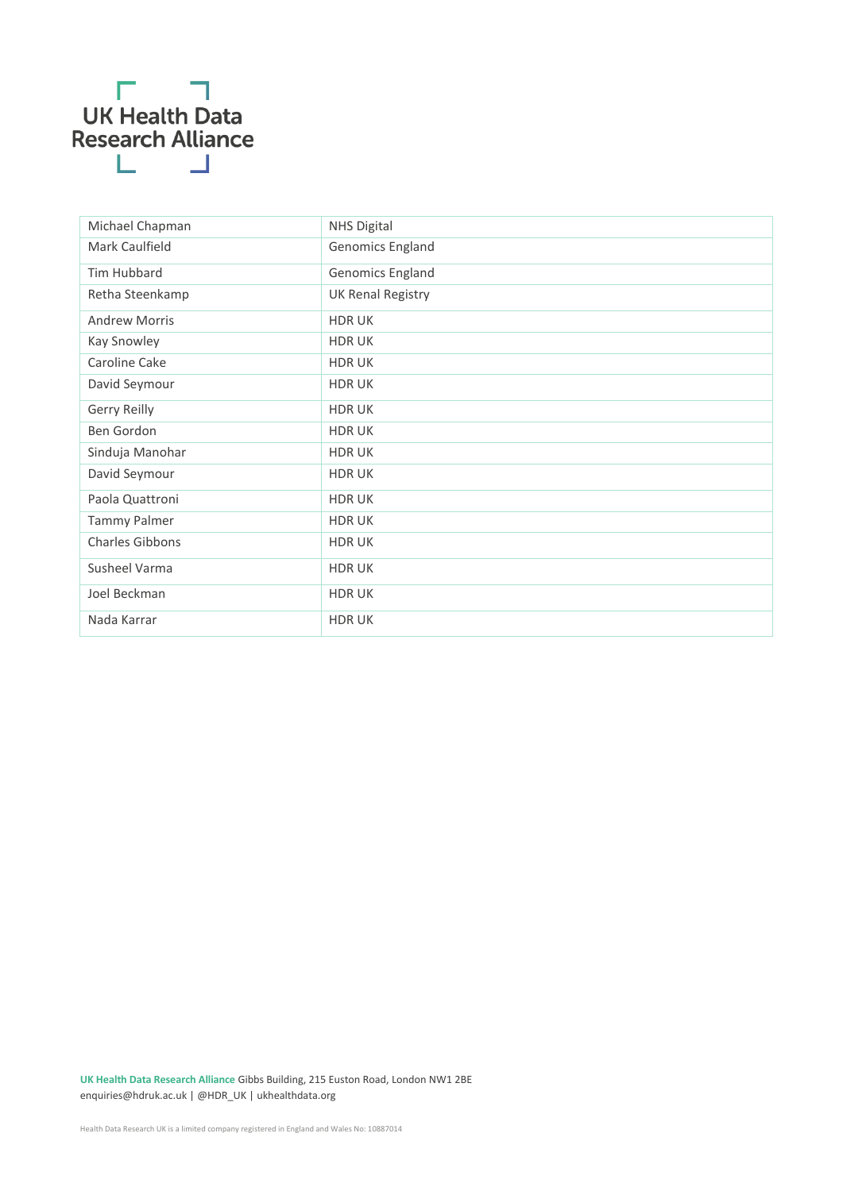| | |
|---|---|
| Michael Chapman | NHS Digital |
| Mark Caulfield | Genomics England |
| Tim Hubbard | Genomics England |
| Retha Steenkamp | UK Renal Registry |
| Andrew Morris | HDR UK |
| Kay Snowley | HDR UK |
| Caroline Cake | HDR UK |
| David Seymour | HDR UK |
| Gerry Reilly | HDR UK |
| Ben Gordon | HDR UK |
| Sinduja Manohar | HDR UK |
| David Seymour | HDR UK |
| Paola Quattroni | HDR UK |
| Tammy Palmer | HDR UK |
| Charles Gibbons | HDR UK |
| Susheel Varma | HDR UK |
| Joel Beckman | HDR UK |
| Nada Karrar | HDR UK |